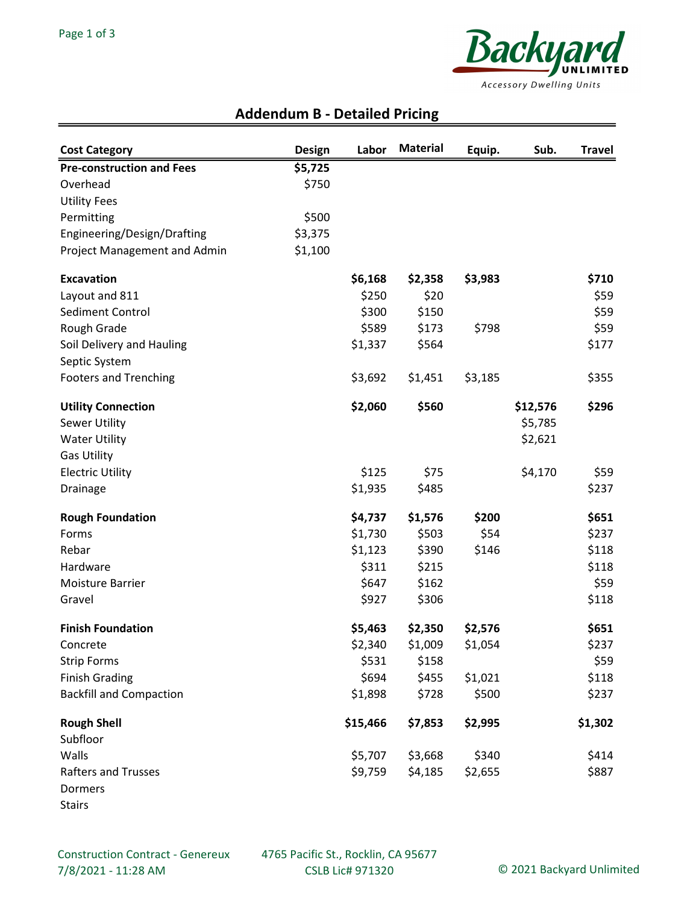## Addendum B - Detailed Pricing

| Cost Category | Design | Labor | Material | Equip. | Sub. | Travel |
|---|---|---|---|---|---|---|
| **Pre-construction and Fees** | **$5,725** | | | | | |
| Overhead | $750 | | | | | |
| Utility Fees | | | | | | |
| Permitting | $500 | | | | | |
| Engineering/Design/Drafting | $3,375 | | | | | |
| Project Management and Admin | $1,100 | | | | | |
| **Excavation** | | **$6,168** | **$2,358** | **$3,983** | | **$710** |
| Layout and 811 | | $250 | $20 | | | $59 |
| Sediment Control | | $300 | $150 | | | $59 |
| Rough Grade | | $589 | $173 | $798 | | $59 |
| Soil Delivery and Hauling | | $1,337 | $564 | | | $177 |
| Septic System | | | | | | |
| Footers and Trenching | | $3,692 | $1,451 | $3,185 | | $355 |
| **Utility Connection** | | **$2,060** | **$560** | | **$12,576** | **$296** |
| Sewer Utility | | | | | $5,785 | |
| Water Utility | | | | | $2,621 | |
| Gas Utility | | | | | | |
| Electric Utility | | $125 | $75 | | $4,170 | $59 |
| Drainage | | $1,935 | $485 | | | $237 |
| **Rough Foundation** | | **$4,737** | **$1,576** | **$200** | | **$651** |
| Forms | | $1,730 | $503 | $54 | | $237 |
| Rebar | | $1,123 | $390 | $146 | | $118 |
| Hardware | | $311 | $215 | | | $118 |
| Moisture Barrier | | $647 | $162 | | | $59 |
| Gravel | | $927 | $306 | | | $118 |
| **Finish Foundation** | | **$5,463** | **$2,350** | **$2,576** | | **$651** |
| Concrete | | $2,340 | $1,009 | $1,054 | | $237 |
| Strip Forms | | $531 | $158 | | | $59 |
| Finish Grading | | $694 | $455 | $1,021 | | $118 |
| Backfill and Compaction | | $1,898 | $728 | $500 | | $237 |
| **Rough Shell** | | **$15,466** | **$7,853** | **$2,995** | | **$1,302** |
| Subfloor | | | | | | |
| Walls | | $5,707 | $3,668 | $340 | | $414 |
| Rafters and Trusses | | $9,759 | $4,185 | $2,655 | | $887 |
| Dormers | | | | | | |
| Stairs | | | | | | |

Construction Contract - Genereux
7/8/2021 - 11:28 AM

4765 Pacific St., Rocklin, CA 95677
CSLB Lic# 971320

© 2021 Backyard Unlimited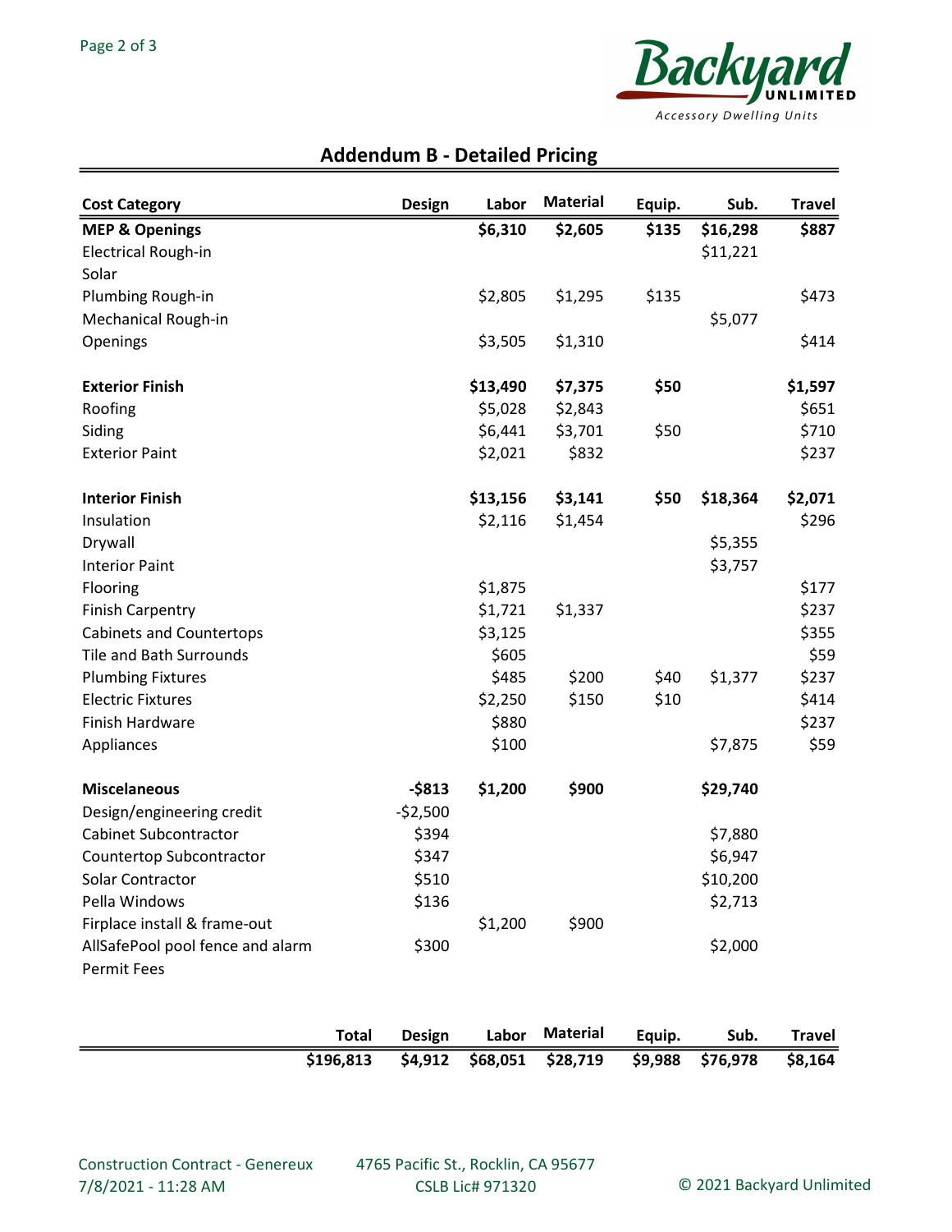## Addendum B - Detailed Pricing

| Cost Category | Design | Labor | Material | Equip. | Sub. | Travel |
|---|---|---|---|---|---|---|
| **MEP & Openings** | | **$6,310** | **$2,605** | **$135** | **$16,298** | **$887** |
| Electrical Rough-in | | | | | $11,221 | |
| Solar | | | | | | |
| Plumbing Rough-in | | $2,805 | $1,295 | $135 | | $473 |
| Mechanical Rough-in | | | | | $5,077 | |
| Openings | | $3,505 | $1,310 | | | $414 |
| | | | | | | |
| **Exterior Finish** | | **$13,490** | **$7,375** | **$50** | | **$1,597** |
| Roofing | | $5,028 | $2,843 | | | $651 |
| Siding | | $6,441 | $3,701 | $50 | | $710 |
| Exterior Paint | | $2,021 | $832 | | | $237 |
| | | | | | | |
| **Interior Finish** | | **$13,156** | **$3,141** | **$50** | **$18,364** | **$2,071** |
| Insulation | | $2,116 | $1,454 | | | $296 |
| Drywall | | | | | $5,355 | |
| Interior Paint | | | | | $3,757 | |
| Flooring | | $1,875 | | | | $177 |
| Finish Carpentry | | $1,721 | $1,337 | | | $237 |
| Cabinets and Countertops | | $3,125 | | | | $355 |
| Tile and Bath Surrounds | | $605 | | | | $59 |
| Plumbing Fixtures | | $485 | $200 | $40 | $1,377 | $237 |
| Electric Fixtures | | $2,250 | $150 | $10 | | $414 |
| Finish Hardware | | $880 | | | | $237 |
| Appliances | | $100 | | | $7,875 | $59 |
| | | | | | | |
| **Miscelaneous** | **-$813** | **$1,200** | **$900** | | **$29,740** | |
| Design/engineering credit | -$2,500 | | | | | |
| Cabinet Subcontractor | $394 | | | | $7,880 | |
| Countertop Subcontractor | $347 | | | | $6,947 | |
| Solar Contractor | $510 | | | | $10,200 | |
| Pella Windows | $136 | | | | $2,713 | |
| Firplace install & frame-out | | $1,200 | $900 | | | |
| AllSafePool pool fence and alarm | $300 | | | | $2,000 | |
| Permit Fees | | | | | | |

| Total | Design | Labor | Material | Equip. | Sub. | Travel |
|---|---|---|---|---|---|---|
| **$196,813** | **$4,912** | **$68,051** | **$28,719** | **$9,988** | **$76,978** | **$8,164** |

Construction Contract - Genereux
7/8/2021 - 11:28 AM

4765 Pacific St., Rocklin, CA 95677
CSLB Lic# 971320

© 2021 Backyard Unlimited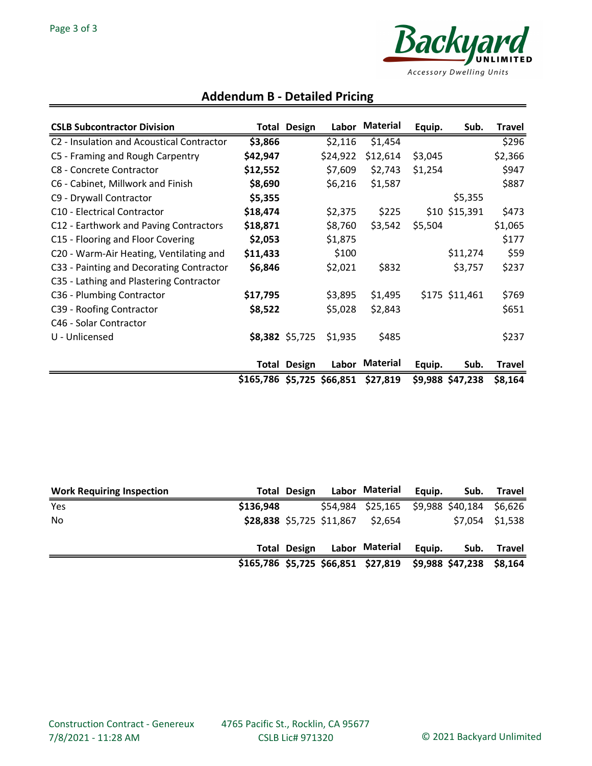## Addendum B - Detailed Pricing

| CSLB Subcontractor Division | Total | Design | Labor | Material | Equip. | Sub. | Travel |
|---|---|---|---|---|---|---|---|
| C2 - Insulation and Acoustical Contractor | **$3,866** | | $2,116 | $1,454 | | | $296 |
| C5 - Framing and Rough Carpentry | **$42,947** | | $24,922 | $12,614 | $3,045 | | $2,366 |
| C8 - Concrete Contractor | **$12,552** | | $7,609 | $2,743 | $1,254 | | $947 |
| C6 - Cabinet, Millwork and Finish | **$8,690** | | $6,216 | $1,587 | | | $887 |
| C9 - Drywall Contractor | **$5,355** | | | | | $5,355 | |
| C10 - Electrical Contractor | **$18,474** | | $2,375 | $225 | $10 | $15,391 | $473 |
| C12 - Earthwork and Paving Contractors | **$18,871** | | $8,760 | $3,542 | $5,504 | | $1,065 |
| C15 - Flooring and Floor Covering | **$2,053** | | $1,875 | | | | $177 |
| C20 - Warm-Air Heating, Ventilating and | **$11,433** | | $100 | | | $11,274 | $59 |
| C33 - Painting and Decorating Contractor | **$6,846** | | $2,021 | $832 | | $3,757 | $237 |
| C35 - Lathing and Plastering Contractor | | | | | | | |
| C36 - Plumbing Contractor | **$17,795** | | $3,895 | $1,495 | $175 | $11,461 | $769 |
| C39 - Roofing Contractor | **$8,522** | | $5,028 | $2,843 | | | $651 |
| C46 - Solar Contractor | | | | | | | |
| U - Unlicensed | **$8,382** | $5,725 | $1,935 | $485 | | | $237 |
| | **Total** | **Design** | **Labor** | **Material** | **Equip.** | **Sub.** | **Travel** |
| | **$165,786** | **$5,725** | **$66,851** | **$27,819** | **$9,988** | **$47,238** | **$8,164** |

| Work Requiring Inspection | Total | Design | Labor | Material | Equip. | Sub. | Travel |
|---|---|---|---|---|---|---|---|
| Yes | **$136,948** | | $54,984 | $25,165 | $9,988 | $40,184 | $6,626 |
| No | **$28,838** | $5,725 | $11,867 | $2,654 | | $7,054 | $1,538 |
| | **Total** | **Design** | **Labor** | **Material** | **Equip.** | **Sub.** | **Travel** |
| | **$165,786** | **$5,725** | **$66,851** | **$27,819** | **$9,988** | **$47,238** | **$8,164** |